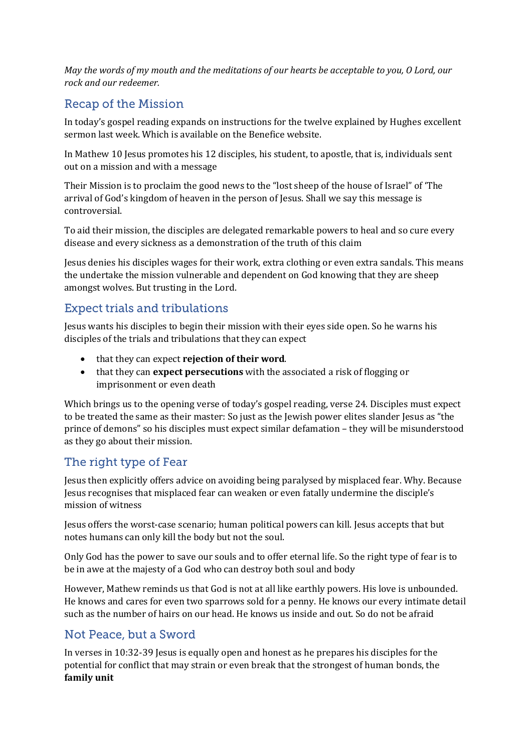*May the words of my mouth and the meditations of our hearts be acceptable to you, O Lord, our rock and our redeemer.*

## Recap of the Mission

In today's gospel reading expands on instructions for the twelve explained by Hughes excellent sermon last week. Which is available on the Benefice website.

In Mathew 10 Jesus promotes his 12 disciples, his student, to apostle, that is, individuals sent out on a mission and with a message

Their Mission is to proclaim the good news to the "lost sheep of the house of Israel" of 'The arrival of God's kingdom of heaven in the person of Jesus. Shall we say this message is controversial.

To aid their mission, the disciples are delegated remarkable powers to heal and so cure every disease and every sickness as a demonstration of the truth of this claim

Jesus denies his disciples wages for their work, extra clothing or even extra sandals. This means the undertake the mission vulnerable and dependent on God knowing that they are sheep amongst wolves. But trusting in the Lord.

## Expect trials and tribulations

Jesus wants his disciples to begin their mission with their eyes side open. So he warns his disciples of the trials and tribulations that they can expect

- that they can expect **rejection of their word**.
- that they can **expect persecutions** with the associated a risk of flogging or imprisonment or even death

Which brings us to the opening verse of today's gospel reading, verse 24. Disciples must expect to be treated the same as their master: So just as the Jewish power elites slander Jesus as "the prince of demons" so his disciples must expect similar defamation – they will be misunderstood as they go about their mission.

## The right type of Fear

Jesus then explicitly offers advice on avoiding being paralysed by misplaced fear. Why. Because Jesus recognises that misplaced fear can weaken or even fatally undermine the disciple's mission of witness

Jesus offers the worst-case scenario; human political powers can kill. Jesus accepts that but notes humans can only kill the body but not the soul.

Only God has the power to save our souls and to offer eternal life. So the right type of fear is to be in awe at the majesty of a God who can destroy both soul and body

However, Mathew reminds us that God is not at all like earthly powers. His love is unbounded. He knows and cares for even two sparrows sold for a penny. He knows our every intimate detail such as the number of hairs on our head. He knows us inside and out. So do not be afraid

## Not Peace, but a Sword

In verses in 10:32-39 Jesus is equally open and honest as he prepares his disciples for the potential for conflict that may strain or even break that the strongest of human bonds, the **family unit**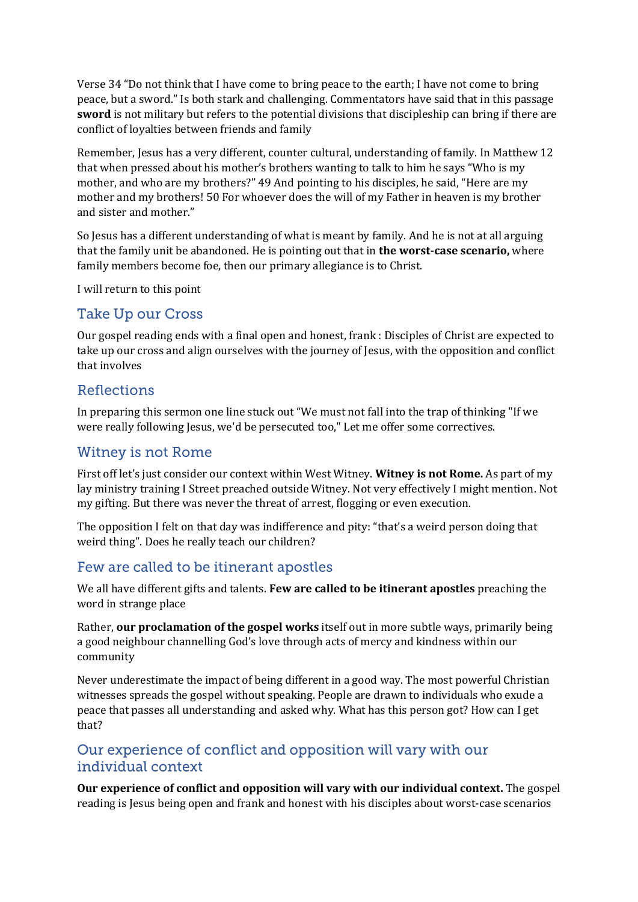Verse 34 "Do not think that I have come to bring peace to the earth; I have not come to bring peace, but a sword." Is both stark and challenging. Commentators have said that in this passage **sword** is not military but refers to the potential divisions that discipleship can bring if there are conflict of loyalties between friends and family

Remember, Jesus has a very different, counter cultural, understanding of family. In Matthew 12 that when pressed about his mother's brothers wanting to talk to him he says "Who is my mother, and who are my brothers?" 49 And pointing to his disciples, he said, "Here are my mother and my brothers! 50 For whoever does the will of my Father in heaven is my brother and sister and mother."

So Jesus has a different understanding of what is meant by family. And he is not at all arguing that the family unit be abandoned. He is pointing out that in **the worst-case scenario,** where family members become foe, then our primary allegiance is to Christ.

I will return to this point

## Take Up our Cross

Our gospel reading ends with a final open and honest, frank : Disciples of Christ are expected to take up our cross and align ourselves with the journey of Jesus, with the opposition and conflict that involves

## Reflections

In preparing this sermon one line stuck out "We must not fall into the trap of thinking "If we were really following Jesus, we'd be persecuted too," Let me offer some correctives.

## Witney is not Rome

First off let's just consider our context within West Witney. **Witney is not Rome.** As part of my lay ministry training I Street preached outside Witney. Not very effectively I might mention. Not my gifting. But there was never the threat of arrest, flogging or even execution.

The opposition I felt on that day was indifference and pity: "that's a weird person doing that weird thing". Does he really teach our children?

## Few are called to be itinerant apostles

We all have different gifts and talents. **Few are called to be itinerant apostles** preaching the word in strange place

Rather, **our proclamation of the gospel works** itself out in more subtle ways, primarily being a good neighbour channelling God's love through acts of mercy and kindness within our community

Never underestimate the impact of being different in a good way. The most powerful Christian witnesses spreads the gospel without speaking. People are drawn to individuals who exude a peace that passes all understanding and asked why. What has this person got? How can I get that?

## Our experience of conflict and opposition will vary with our individual context

**Our experience of conflict and opposition will vary with our individual context.** The gospel reading is Jesus being open and frank and honest with his disciples about worst-case scenarios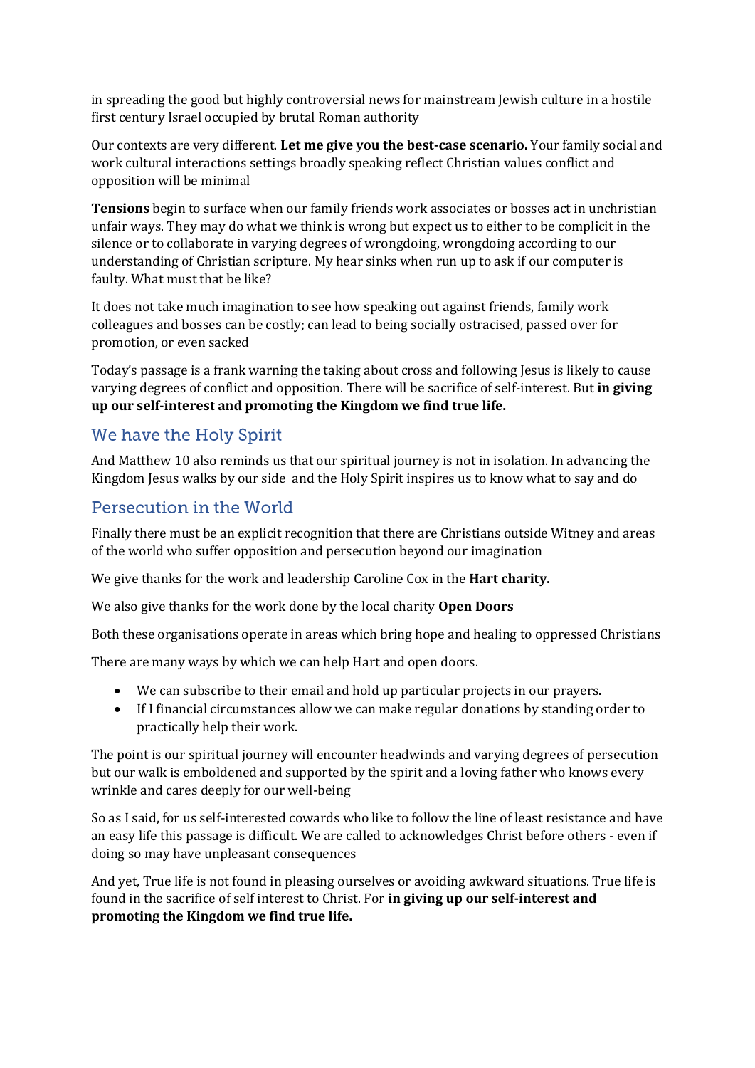in spreading the good but highly controversial news for mainstream Jewish culture in a hostile first century Israel occupied by brutal Roman authority

Our contexts are very different. **Let me give you the best-case scenario.** Your family social and work cultural interactions settings broadly speaking reflect Christian values conflict and opposition will be minimal

**Tensions** begin to surface when our family friends work associates or bosses act in unchristian unfair ways. They may do what we think is wrong but expect us to either to be complicit in the silence or to collaborate in varying degrees of wrongdoing, wrongdoing according to our understanding of Christian scripture. My hear sinks when run up to ask if our computer is faulty. What must that be like?

It does not take much imagination to see how speaking out against friends, family work colleagues and bosses can be costly; can lead to being socially ostracised, passed over for promotion, or even sacked

Today's passage is a frank warning the taking about cross and following Jesus is likely to cause varying degrees of conflict and opposition. There will be sacrifice of self-interest. But **in giving up our self-interest and promoting the Kingdom we find true life.**

## We have the Holy Spirit

And Matthew 10 also reminds us that our spiritual journey is not in isolation. In advancing the Kingdom Jesus walks by our side and the Holy Spirit inspires us to know what to say and do

## Persecution in the World

Finally there must be an explicit recognition that there are Christians outside Witney and areas of the world who suffer opposition and persecution beyond our imagination

We give thanks for the work and leadership Caroline Cox in the **Hart charity.**

We also give thanks for the work done by the local charity **Open Doors**

Both these organisations operate in areas which bring hope and healing to oppressed Christians

There are many ways by which we can help Hart and open doors.

- We can subscribe to their email and hold up particular projects in our prayers.
- If I financial circumstances allow we can make regular donations by standing order to practically help their work.

The point is our spiritual journey will encounter headwinds and varying degrees of persecution but our walk is emboldened and supported by the spirit and a loving father who knows every wrinkle and cares deeply for our well-being

So as I said, for us self-interested cowards who like to follow the line of least resistance and have an easy life this passage is difficult. We are called to acknowledges Christ before others - even if doing so may have unpleasant consequences

And yet, True life is not found in pleasing ourselves or avoiding awkward situations. True life is found in the sacrifice of self interest to Christ. For **in giving up our self-interest and promoting the Kingdom we find true life.**